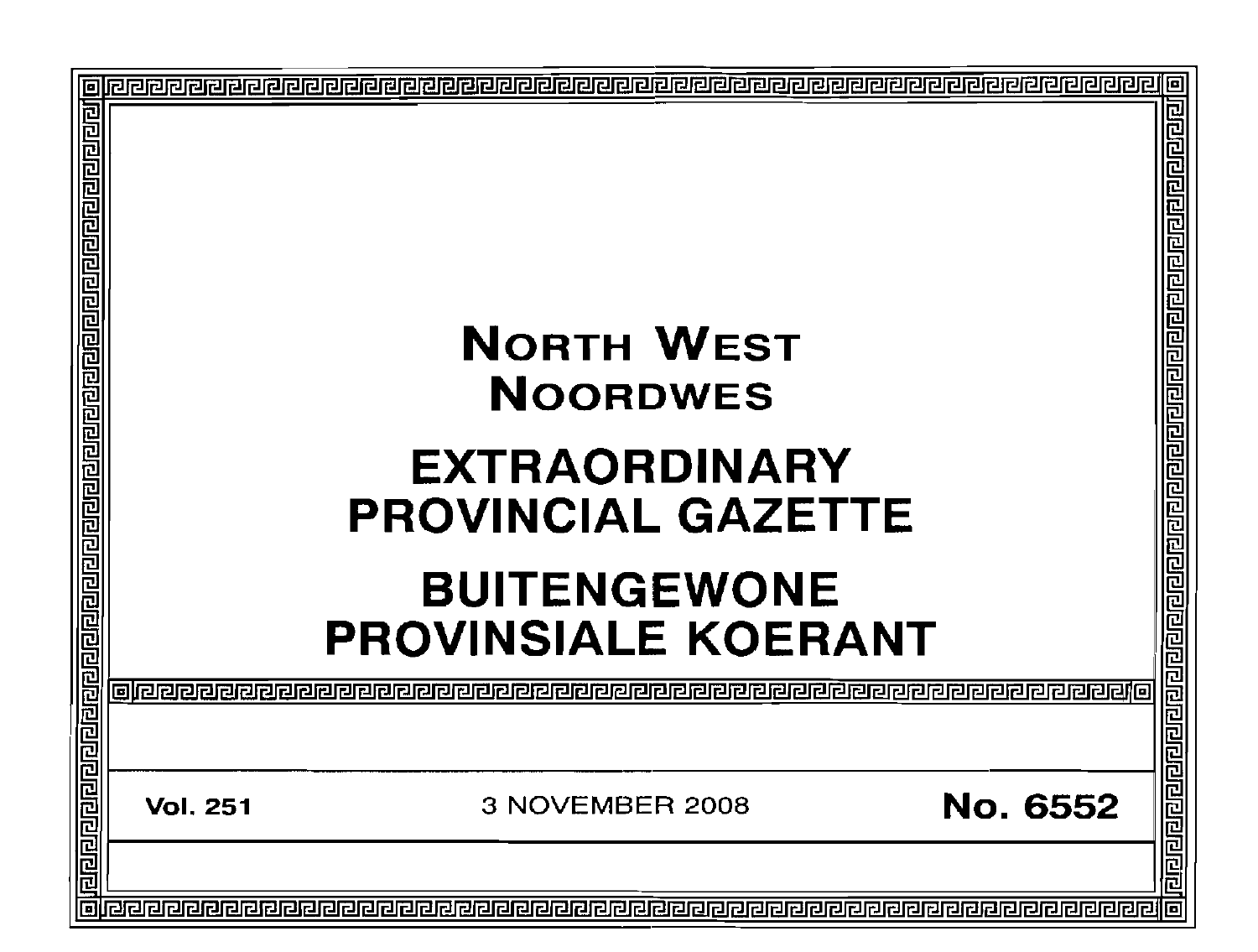# NORTH WEST
# NOORDWES

# EXTRAORDINARY PROVINCIAL GAZETTE

# BUITENGEWONE PROVINSIALE KOERANT

**Vol. 251** 3 NOVEMBER 2008 **No. 6552**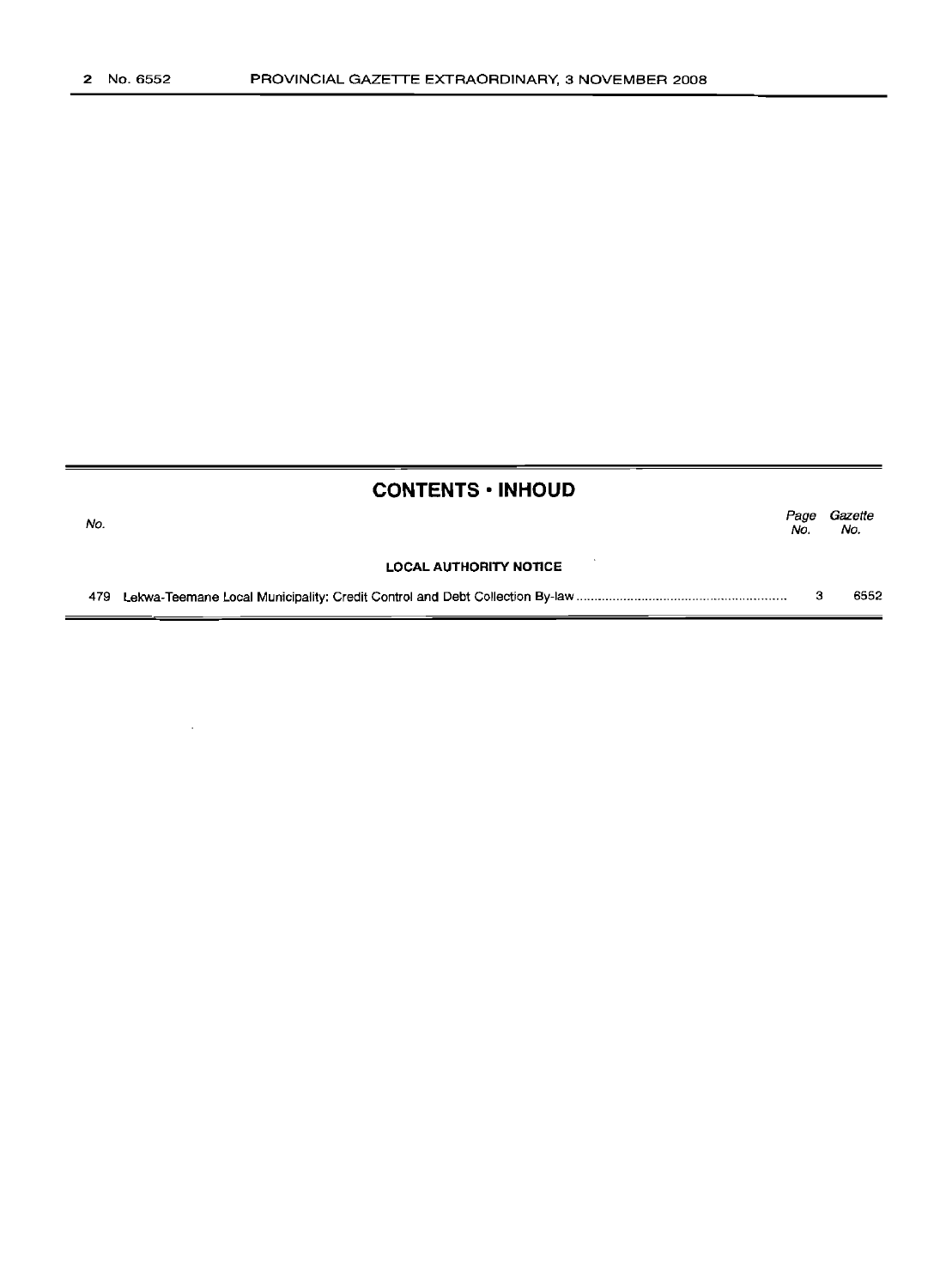## CONTENTS · INHOUD

| No. | | Page No. | Gazette No. |
|---|---|---|---|
| | **LOCAL AUTHORITY NOTICE** | | |
| 479 | Lekwa-Teemane Local Municipality: Credit Control and Debt Collection By-law | 3 | 6552 |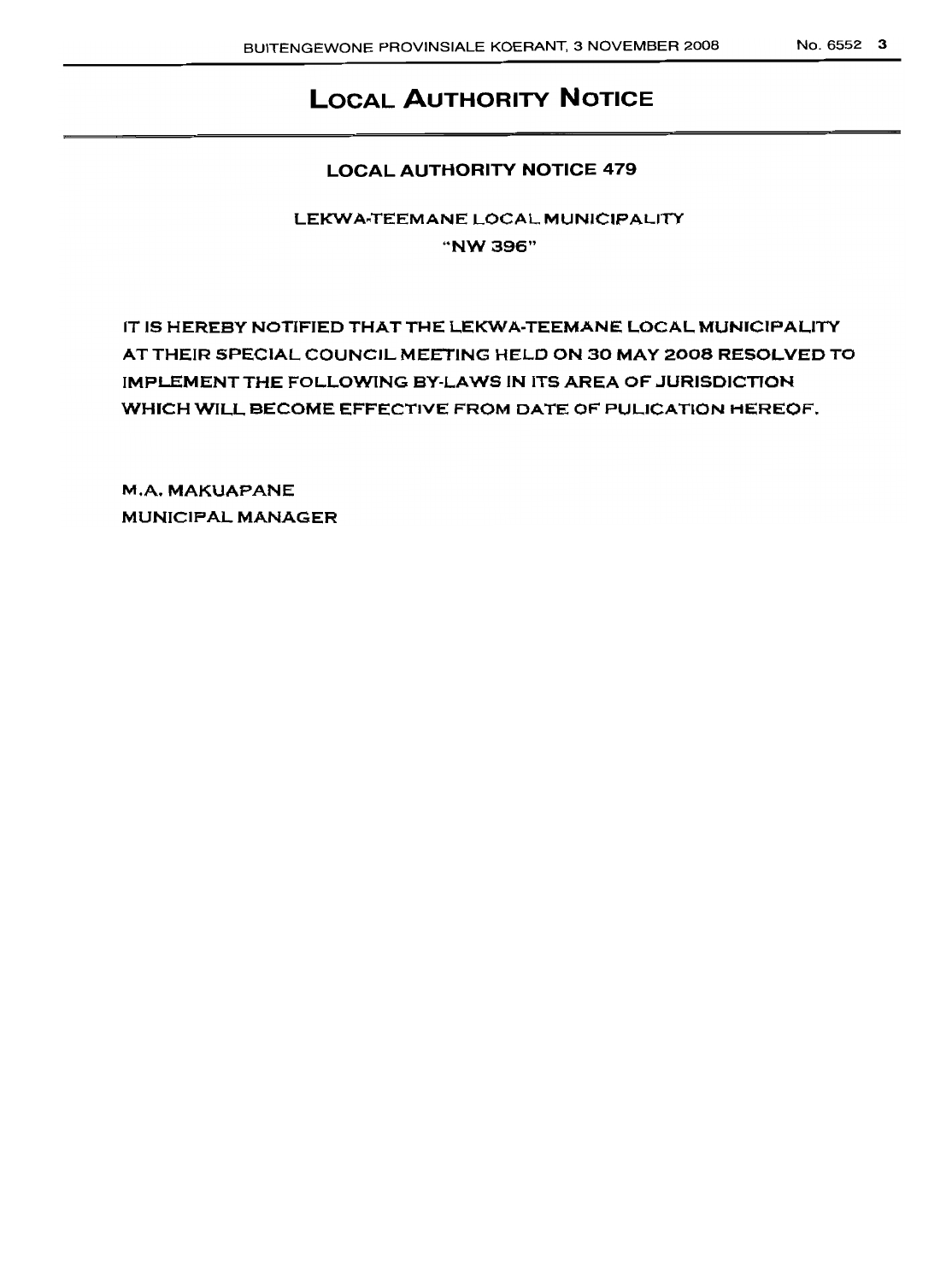# LOCAL AUTHORITY NOTICE

## LOCAL AUTHORITY NOTICE 479

### LEKWA-TEEMANE LOCAL MUNICIPALITY
### "NW 396"

IT IS HEREBY NOTIFIED THAT THE LEKWA-TEEMANE LOCAL MUNICIPALITY AT THEIR SPECIAL COUNCIL MEETING HELD ON 30 MAY 2008 RESOLVED TO IMPLEMENT THE FOLLOWING BY-LAWS IN ITS AREA OF JURISDICTION WHICH WILL BECOME EFFECTIVE FROM DATE OF PULICATION HEREOF.

M.A. MAKUAPANE
MUNICIPAL MANAGER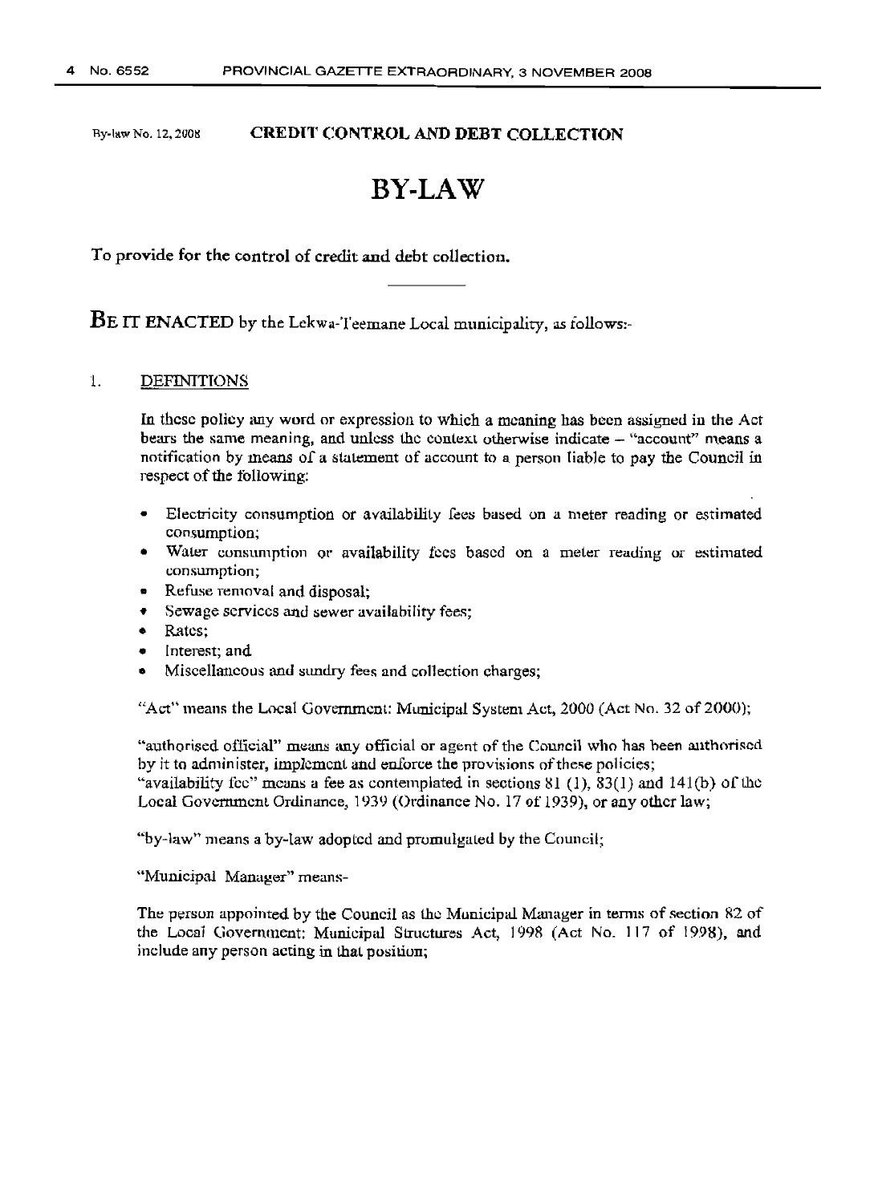By-law No. 12, 2008 **CREDIT CONTROL AND DEBT COLLECTION**

# BY-LAW

**To provide for the control of credit and debt collection.**

---

**BE IT ENACTED** by the Lekwa-Teemane Local municipality, as follows:-

1. DEFINITIONS

In these policy any word or expression to which a meaning has been assigned in the Act bears the same meaning, and unless the context otherwise indicate – "account" means a notification by means of a statement of account to a person liable to pay the Council in respect of the following:

- Electricity consumption or availability fees based on a meter reading or estimated consumption;
- Water consumption or availability fees based on a meter reading or estimated consumption;
- Refuse removal and disposal;
- Sewage services and sewer availability fees;
- Rates;
- Interest; and
- Miscellaneous and sundry fees and collection charges;

"Act" means the Local Government: Municipal System Act, 2000 (Act No. 32 of 2000);

"authorised official" means any official or agent of the Council who has been authorised by it to administer, implement and enforce the provisions of these policies;

"availability fee" means a fee as contemplated in sections 81 (1), 83(1) and 141(b) of the Local Government Ordinance, 1939 (Ordinance No. 17 of 1939), or any other law;

"by-law" means a by-law adopted and promulgated by the Council;

"Municipal Manager" means-

The person appointed by the Council as the Municipal Manager in terms of section 82 of the Local Government: Municipal Structures Act, 1998 (Act No. 117 of 1998), and include any person acting in that position;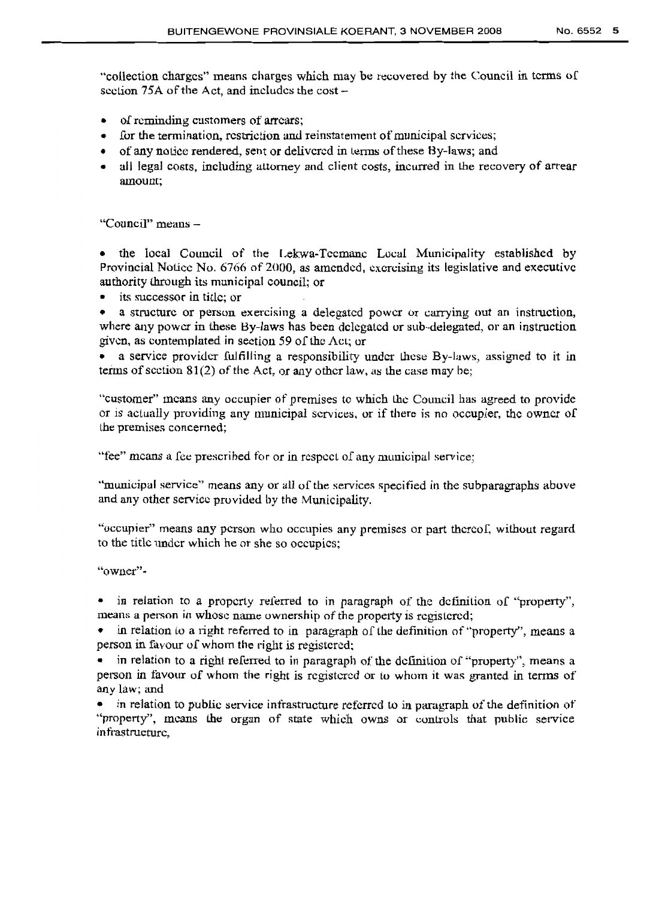"collection charges" means charges which may be recovered by the Council in terms of section 75A of the Act, and includes the cost –

- of reminding customers of arrears;
- for the termination, restriction and reinstatement of municipal services;
- of any notice rendered, sent or delivered in terms of these By-laws; and
- all legal costs, including attorney and client costs, incurred in the recovery of arrear amount;

"Council" means –

- the local Council of the Lekwa-Teemane Local Municipality established by Provincial Notice No. 6766 of 2000, as amended, exercising its legislative and executive authority through its municipal council; or
- its successor in title; or
- a structure or person exercising a delegated power or carrying out an instruction, where any power in these By-laws has been delegated or sub-delegated, or an instruction given, as contemplated in section 59 of the Act; or
- a service provider fulfilling a responsibility under these By-laws, assigned to it in terms of section 81(2) of the Act, or any other law, as the case may be;

"customer" means any occupier of premises to which the Council has agreed to provide or is actually providing any municipal services, or if there is no occupier, the owner of the premises concerned;

"fee" means a fee prescribed for or in respect of any municipal service;

"municipal service" means any or all of the services specified in the subparagraphs above and any other service provided by the Municipality.

"occupier" means any person who occupies any premises or part thereof, without regard to the title under which he or she so occupies;

"owner"-

- in relation to a property referred to in paragraph of the definition of "property", means a person in whose name ownership of the property is registered;
- in relation to a right referred to in paragraph of the definition of "property", means a person in favour of whom the right is registered;
- in relation to a right referred to in paragraph of the definition of "property", means a person in favour of whom the right is registered or to whom it was granted in terms of any law; and
- in relation to public service infrastructure referred to in paragraph of the definition of "property", means the organ of state which owns or controls that public service infrastructure,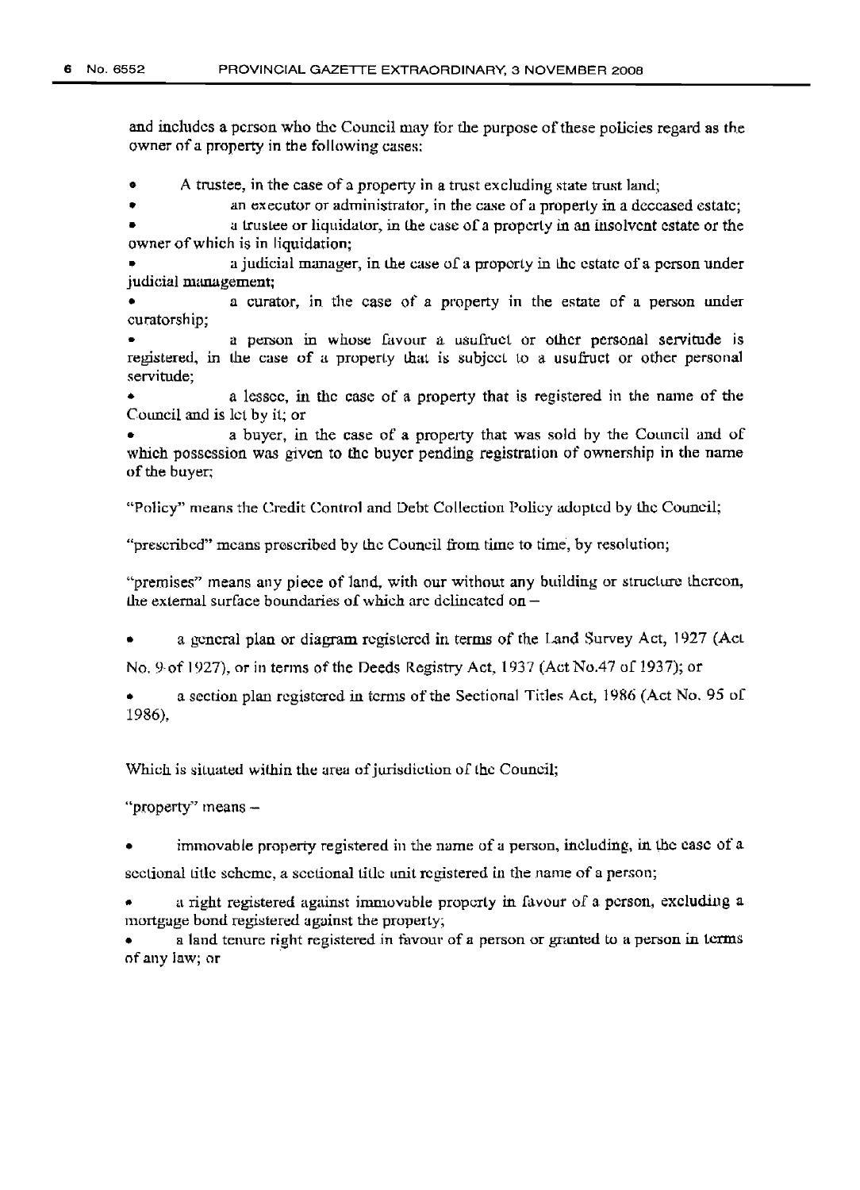and includes a person who the Council may for the purpose of these policies regard as the owner of a property in the following cases:

- A trustee, in the case of a property in a trust excluding state trust land;
- an executor or administrator, in the case of a property in a deceased estate;
- a trustee or liquidator, in the case of a property in an insolvent estate or the owner of which is in liquidation;
- a judicial manager, in the case of a property in the estate of a person under judicial management;
- a curator, in the case of a property in the estate of a person under curatorship;
- a person in whose favour a usufruct or other personal servitude is registered, in the case of a property that is subject to a usufruct or other personal servitude;
- a lessee, in the case of a property that is registered in the name of the Council and is let by it; or
- a buyer, in the case of a property that was sold by the Council and of which possession was given to the buyer pending registration of ownership in the name of the buyer;

"Policy" means the Credit Control and Debt Collection Policy adopted by the Council;

"prescribed" means prescribed by the Council from time to time, by resolution;

"premises" means any piece of land, with our without any building or structure thereon, the external surface boundaries of which are delineated on –

- a general plan or diagram registered in terms of the Land Survey Act, 1927 (Act No. 9 of 1927), or in terms of the Deeds Registry Act, 1937 (Act No.47 of 1937); or
- a section plan registered in terms of the Sectional Titles Act, 1986 (Act No. 95 of 1986),

Which is situated within the area of jurisdiction of the Council;

"property" means –

- immovable property registered in the name of a person, including, in the case of a sectional title scheme, a sectional title unit registered in the name of a person;
- a right registered against immovable property in favour of a person, excluding a mortgage bond registered against the property;
- a land tenure right registered in favour of a person or granted to a person in terms of any law; or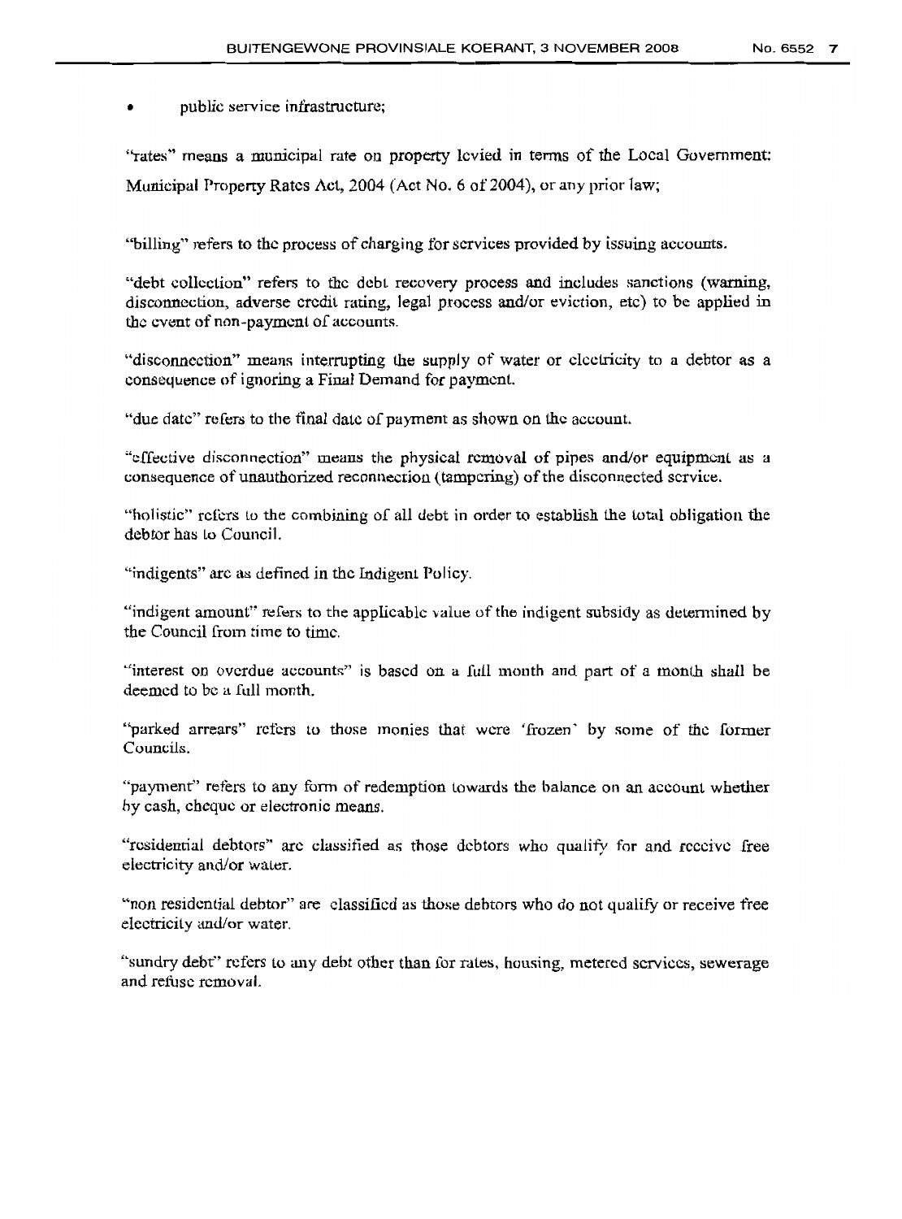- public service infrastructure;

"rates" means a municipal rate on property levied in terms of the Local Government: Municipal Property Rates Act, 2004 (Act No. 6 of 2004), or any prior law;

"billing" refers to the process of charging for services provided by issuing accounts.

"debt collection" refers to the debt recovery process and includes sanctions (warning, disconnection, adverse credit rating, legal process and/or eviction, etc) to be applied in the event of non-payment of accounts.

"disconnection" means interrupting the supply of water or electricity to a debtor as a consequence of ignoring a Final Demand for payment.

"due date" refers to the final date of payment as shown on the account.

"effective disconnection" means the physical removal of pipes and/or equipment as a consequence of unauthorized reconnection (tampering) of the disconnected service.

"holistic" refers to the combining of all debt in order to establish the total obligation the debtor has to Council.

"indigents" are as defined in the Indigent Policy.

"indigent amount" refers to the applicable value of the indigent subsidy as determined by the Council from time to time.

"interest on overdue accounts" is based on a full month and part of a month shall be deemed to be a full month.

"parked arrears" refers to those monies that were 'frozen' by some of the former Councils.

"payment" refers to any form of redemption towards the balance on an account whether by cash, cheque or electronic means.

"residential debtors" are classified as those debtors who qualify for and receive free electricity and/or water.

"non residential debtor" are classified as those debtors who do not qualify or receive free electricity and/or water.

"sundry debt" refers to any debt other than for rates, housing, metered services, sewerage and refuse removal.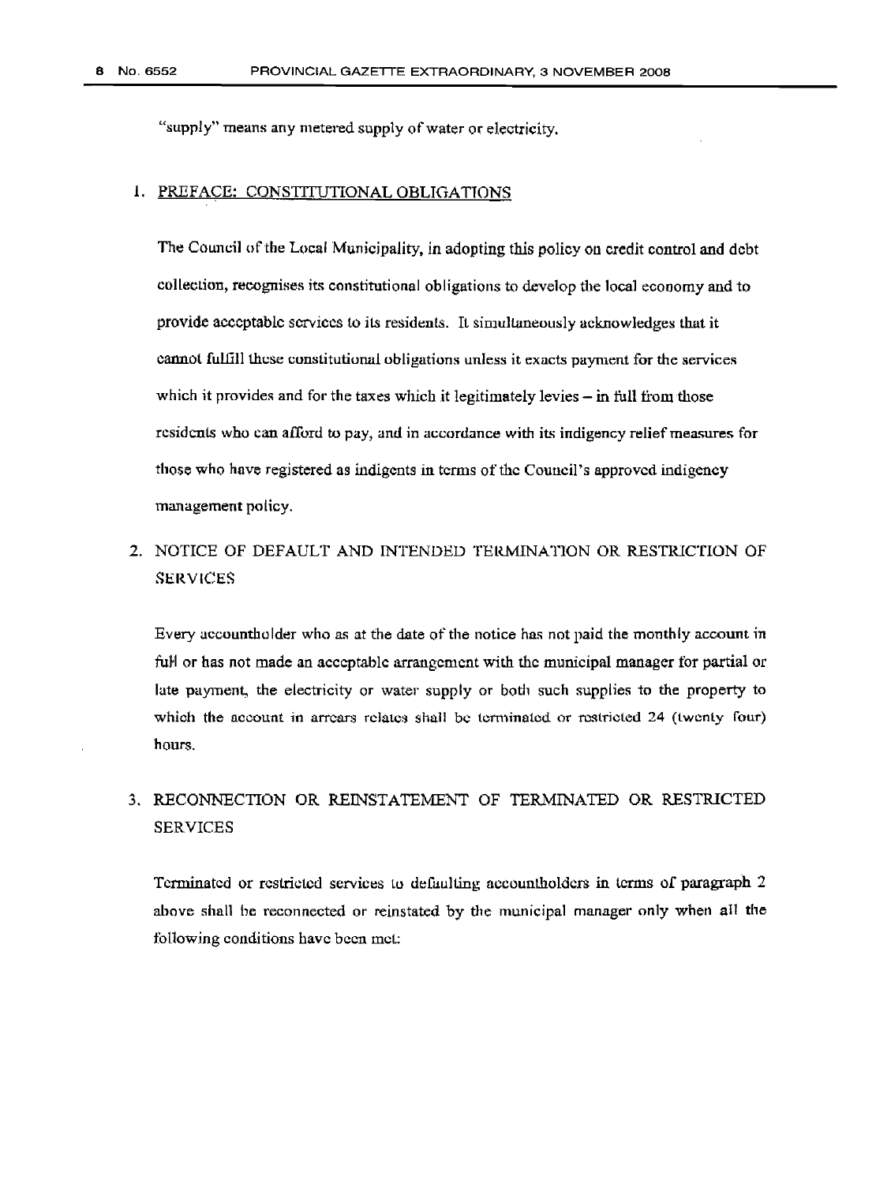"supply" means any metered supply of water or electricity.

1. <u>PREFACE: CONSTITUTIONAL OBLIGATIONS</u>

   The Council of the Local Municipality, in adopting this policy on credit control and debt collection, recognises its constitutional obligations to develop the local economy and to provide acceptable services to its residents. It simultaneously acknowledges that it cannot fulfill these constitutional obligations unless it exacts payment for the services which it provides and for the taxes which it legitimately levies – in full from those residents who can afford to pay, and in accordance with its indigency relief measures for those who have registered as indigents in terms of the Council's approved indigency management policy.

2. NOTICE OF DEFAULT AND INTENDED TERMINATION OR RESTRICTION OF SERVICES

   Every accountholder who as at the date of the notice has not paid the monthly account in full or has not made an acceptable arrangement with the municipal manager for partial or late payment, the electricity or water supply or both such supplies to the property to which the account in arrears relates shall be terminated or restricted 24 (twenty four) hours.

3. RECONNECTION OR REINSTATEMENT OF TERMINATED OR RESTRICTED SERVICES

   Terminated or restricted services to defaulting accountholders in terms of paragraph 2 above shall be reconnected or reinstated by the municipal manager only when all the following conditions have been met: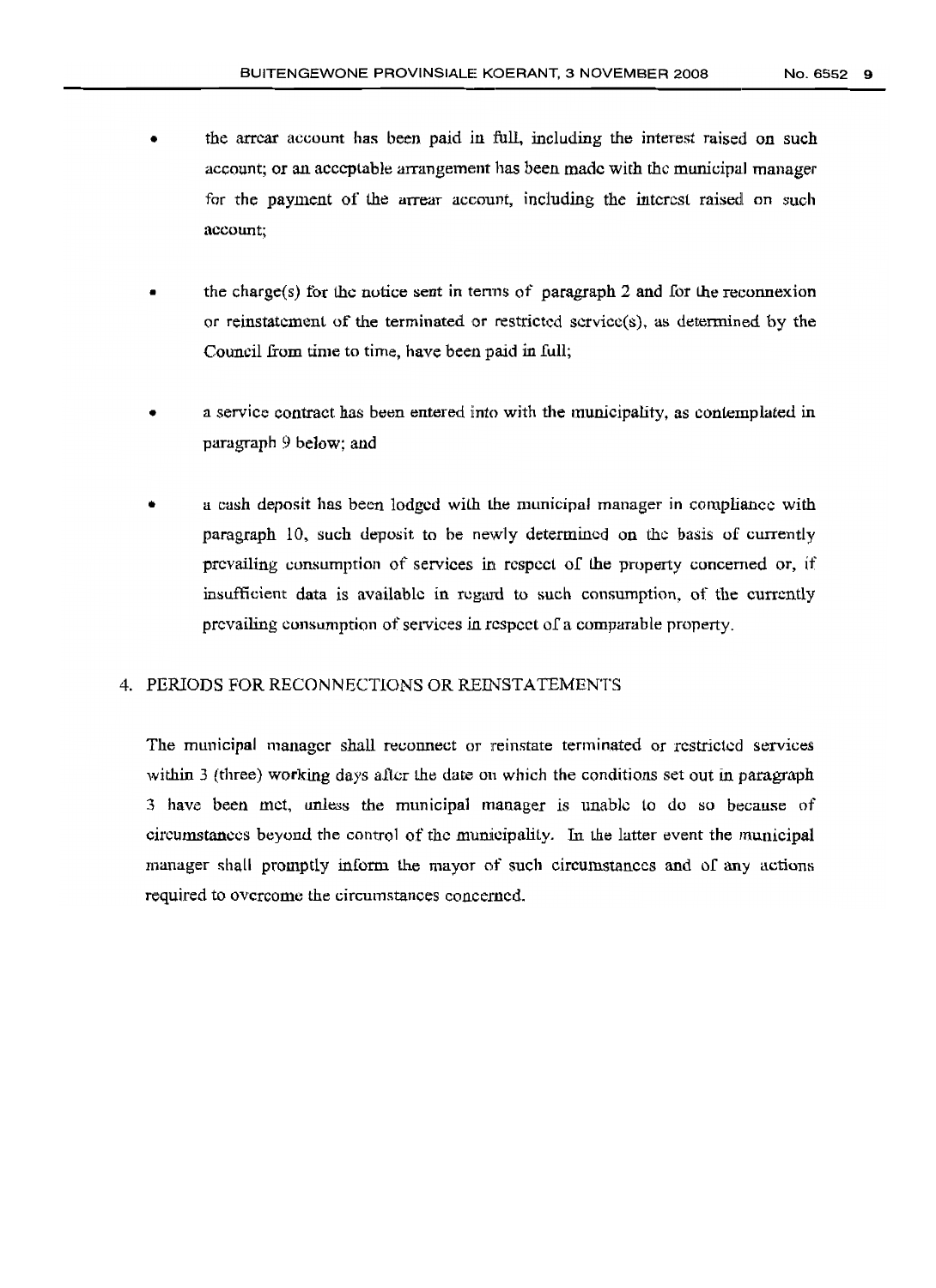- the arrear account has been paid in full, including the interest raised on such account; or an acceptable arrangement has been made with the municipal manager for the payment of the arrear account, including the interest raised on such account;

- the charge(s) for the notice sent in terms of paragraph 2 and for the reconnexion or reinstatement of the terminated or restricted service(s), as determined by the Council from time to time, have been paid in full;

- a service contract has been entered into with the municipality, as contemplated in paragraph 9 below; and

- a cash deposit has been lodged with the municipal manager in compliance with paragraph 10, such deposit to be newly determined on the basis of currently prevailing consumption of services in respect of the property concerned or, if insufficient data is available in regard to such consumption, of the currently prevailing consumption of services in respect of a comparable property.

4. PERIODS FOR RECONNECTIONS OR REINSTATEMENTS

The municipal manager shall reconnect or reinstate terminated or restricted services within 3 (three) working days after the date on which the conditions set out in paragraph 3 have been met, unless the municipal manager is unable to do so because of circumstances beyond the control of the municipality. In the latter event the municipal manager shall promptly inform the mayor of such circumstances and of any actions required to overcome the circumstances concerned.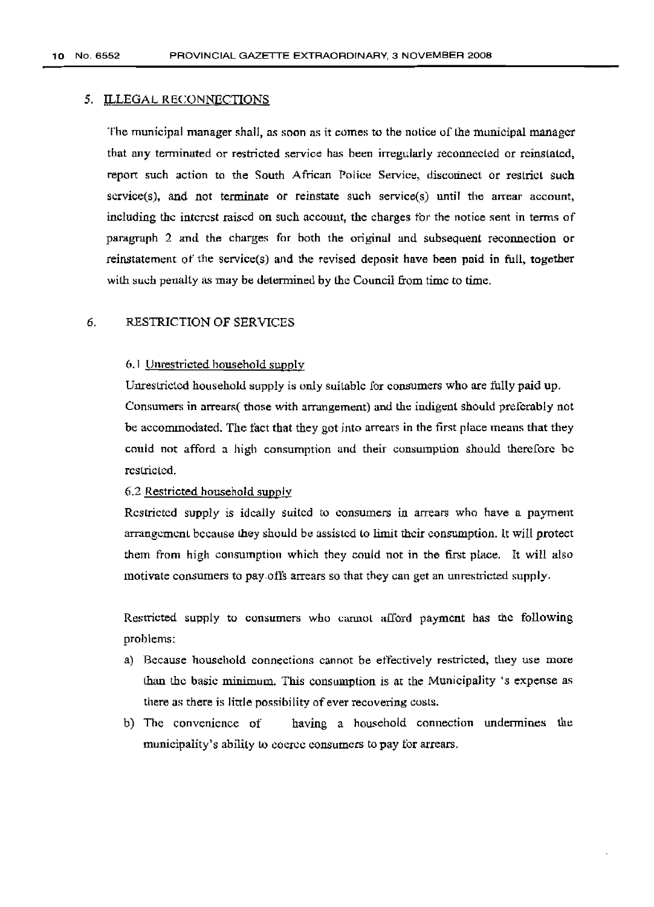## 5. ILLEGAL RECONNECTIONS

The municipal manager shall, as soon as it comes to the notice of the municipal manager that any terminated or restricted service has been irregularly reconnected or reinstated, report such action to the South African Police Service, disconnect or restrict such service(s), and not terminate or reinstate such service(s) until the arrear account, including the interest raised on such account, the charges for the notice sent in terms of paragraph 2 and the charges for both the original and subsequent reconnection or reinstatement of the service(s) and the revised deposit have been paid in full, together with such penalty as may be determined by the Council from time to time.

## 6. RESTRICTION OF SERVICES

### 6.1 Unrestricted household supply

Unrestricted household supply is only suitable for consumers who are fully paid up. Consumers in arrears( those with arrangement) and the indigent should preferably not be accommodated. The fact that they got into arrears in the first place means that they could not afford a high consumption and their consumption should therefore be restricted.

### 6.2 Restricted household supply

Restricted supply is ideally suited to consumers in arrears who have a payment arrangement because they should be assisted to limit their consumption. It will protect them from high consumption which they could not in the first place. It will also motivate consumers to pay offs arrears so that they can get an unrestricted supply.

Restricted supply to consumers who cannot afford payment has the following problems:

a) Because household connections cannot be effectively restricted, they use more than the basic minimum. This consumption is at the Municipality 's expense as there as there is little possibility of ever recovering costs.
b) The convenience of having a household connection undermines the municipality's ability to coerce consumers to pay for arrears.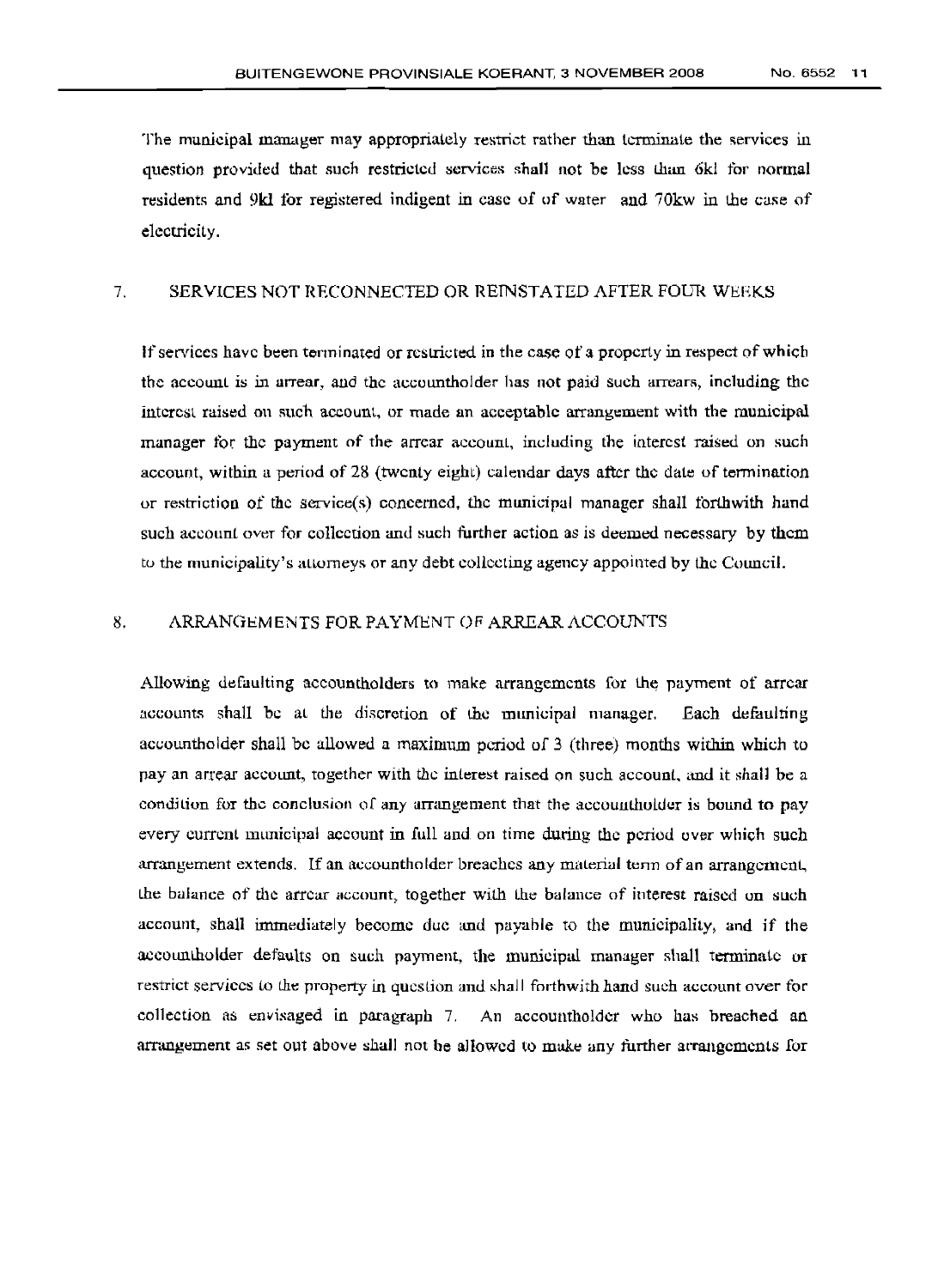The municipal manager may appropriately restrict rather than terminate the services in question provided that such restricted services shall not be less than 6kl for normal residents and 9kl for registered indigent in case of of water and 70kw in the case of electricity.

## 7. SERVICES NOT RECONNECTED OR REINSTATED AFTER FOUR WEEKS

If services have been terminated or restricted in the case of a property in respect of which the account is in arrear, and the accountholder has not paid such arrears, including the interest raised on such account, or made an acceptable arrangement with the municipal manager for the payment of the arrear account, including the interest raised on such account, within a period of 28 (twenty eight) calendar days after the date of termination or restriction of the service(s) concerned, the municipal manager shall forthwith hand such account over for collection and such further action as is deemed necessary by them to the municipality's attorneys or any debt collecting agency appointed by the Council.

## 8. ARRANGEMENTS FOR PAYMENT OF ARREAR ACCOUNTS

Allowing defaulting accountholders to make arrangements for the payment of arrear accounts shall be at the discretion of the municipal manager. Each defaulting accountholder shall be allowed a maximum period of 3 (three) months within which to pay an arrear account, together with the interest raised on such account, and it shall be a condition for the conclusion of any arrangement that the accountholder is bound to pay every current municipal account in full and on time during the period over which such arrangement extends. If an accountholder breaches any material term of an arrangement, the balance of the arrear account, together with the balance of interest raised on such account, shall immediately become due and payable to the municipality, and if the accountholder defaults on such payment, the municipal manager shall terminate or restrict services to the property in question and shall forthwith hand such account over for collection as envisaged in paragraph 7. An accountholder who has breached an arrangement as set out above shall not be allowed to make any further arrangements for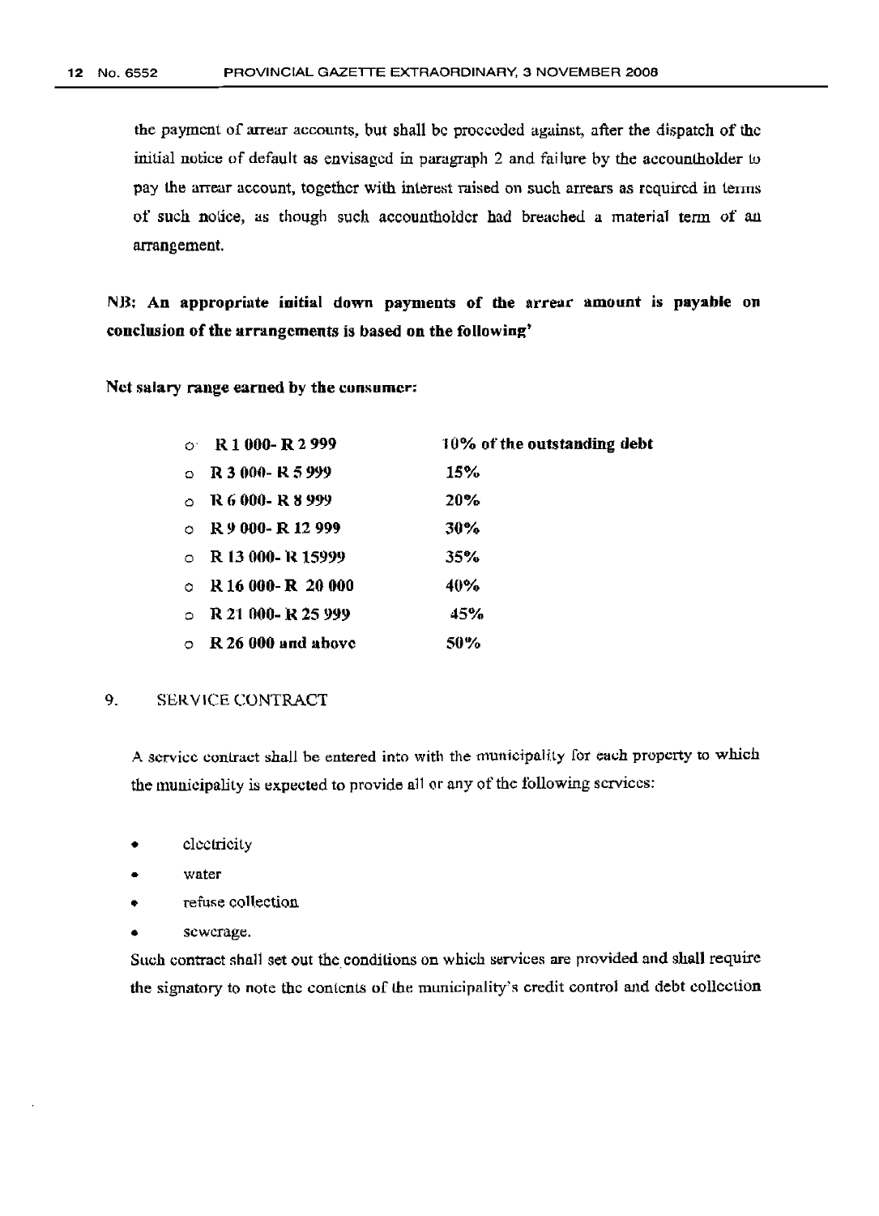the payment of arrear accounts, but shall be proceeded against, after the dispatch of the initial notice of default as envisaged in paragraph 2 and failure by the accountholder to pay the arrear account, together with interest raised on such arrears as required in terms of such notice, as though such accountholder had breached a material term of an arrangement.

**NB: An appropriate initial down payments of the arrear amount is payable on conclusion of the arrangements is based on the following'**

**Net salary range earned by the consumer:**

- **R 1 000- R 2 999** — **10% of the outstanding debt**
- **R 3 000- R 5 999** — **15%**
- **R 6 000- R 8 999** — **20%**
- **R 9 000- R 12 999** — **30%**
- **R 13 000- R 15999** — **35%**
- **R 16 000- R 20 000** — **40%**
- **R 21 000- R 25 999** — **45%**
- **R 26 000 and above** — **50%**

## 9. SERVICE CONTRACT

A service contract shall be entered into with the municipality for each property to which the municipality is expected to provide all or any of the following services:

- electricity
- water
- refuse collection
- sewerage.

Such contract shall set out the conditions on which services are provided and shall require the signatory to note the contents of the municipality's credit control and debt collection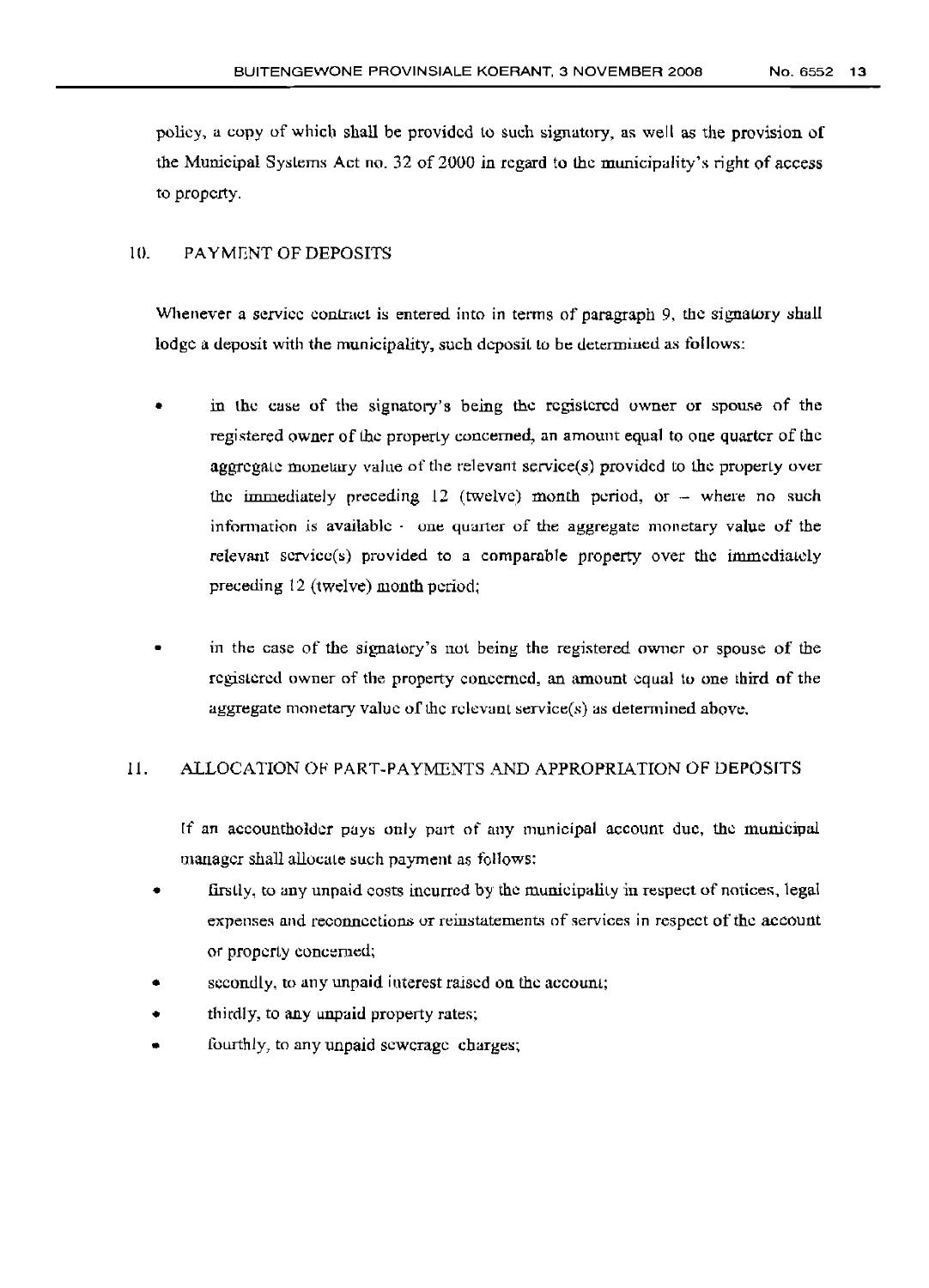policy, a copy of which shall be provided to such signatory, as well as the provision of the Municipal Systems Act no. 32 of 2000 in regard to the municipality's right of access to property.

## 10. PAYMENT OF DEPOSITS

Whenever a service contract is entered into in terms of paragraph 9, the signatory shall lodge a deposit with the municipality, such deposit to be determined as follows:

- in the case of the signatory's being the registered owner or spouse of the registered owner of the property concerned, an amount equal to one quarter of the aggregate monetary value of the relevant service(s) provided to the property over the immediately preceding 12 (twelve) month period, or – where no such information is available - one quarter of the aggregate monetary value of the relevant service(s) provided to a comparable property over the immediately preceding 12 (twelve) month period;

- in the case of the signatory's not being the registered owner or spouse of the registered owner of the property concerned, an amount equal to one third of the aggregate monetary value of the relevant service(s) as determined above.

## 11. ALLOCATION OF PART-PAYMENTS AND APPROPRIATION OF DEPOSITS

If an accountholder pays only part of any municipal account due, the municipal manager shall allocate such payment as follows:

- firstly, to any unpaid costs incurred by the municipality in respect of notices, legal expenses and reconnections or reinstatements of services in respect of the account or property concerned;
- secondly, to any unpaid interest raised on the account;
- thirdly, to any unpaid property rates;
- fourthly, to any unpaid sewerage charges;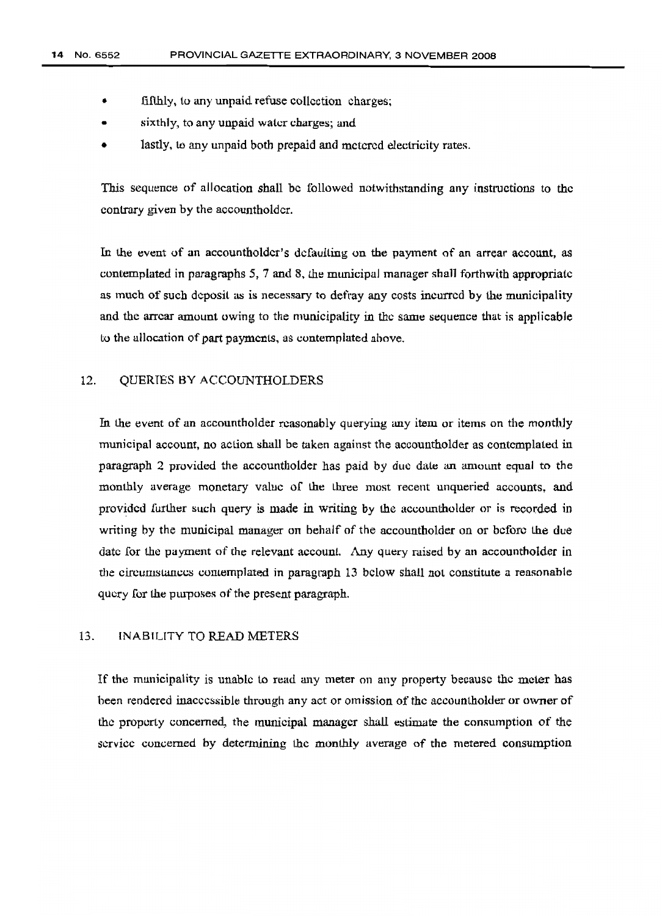- fifthly, to any unpaid refuse collection charges;
- sixthly, to any unpaid water charges; and
- lastly, to any unpaid both prepaid and metered electricity rates.

This sequence of allocation shall be followed notwithstanding any instructions to the contrary given by the accountholder.

In the event of an accountholder's defaulting on the payment of an arrear account, as contemplated in paragraphs 5, 7 and 8, the municipal manager shall forthwith appropriate as much of such deposit as is necessary to defray any costs incurred by the municipality and the arrear amount owing to the municipality in the same sequence that is applicable to the allocation of part payments, as contemplated above.

## 12. QUERIES BY ACCOUNTHOLDERS

In the event of an accountholder reasonably querying any item or items on the monthly municipal account, no action shall be taken against the accountholder as contemplated in paragraph 2 provided the accountholder has paid by due date an amount equal to the monthly average monetary value of the three most recent unqueried accounts, and provided further such query is made in writing by the accountholder or is recorded in writing by the municipal manager on behalf of the accountholder on or before the due date for the payment of the relevant account. Any query raised by an accountholder in the circumstances contemplated in paragraph 13 below shall not constitute a reasonable query for the purposes of the present paragraph.

## 13. INABILITY TO READ METERS

If the municipality is unable to read any meter on any property because the meter has been rendered inaccessible through any act or omission of the accountholder or owner of the property concerned, the municipal manager shall estimate the consumption of the service concerned by determining the monthly average of the metered consumption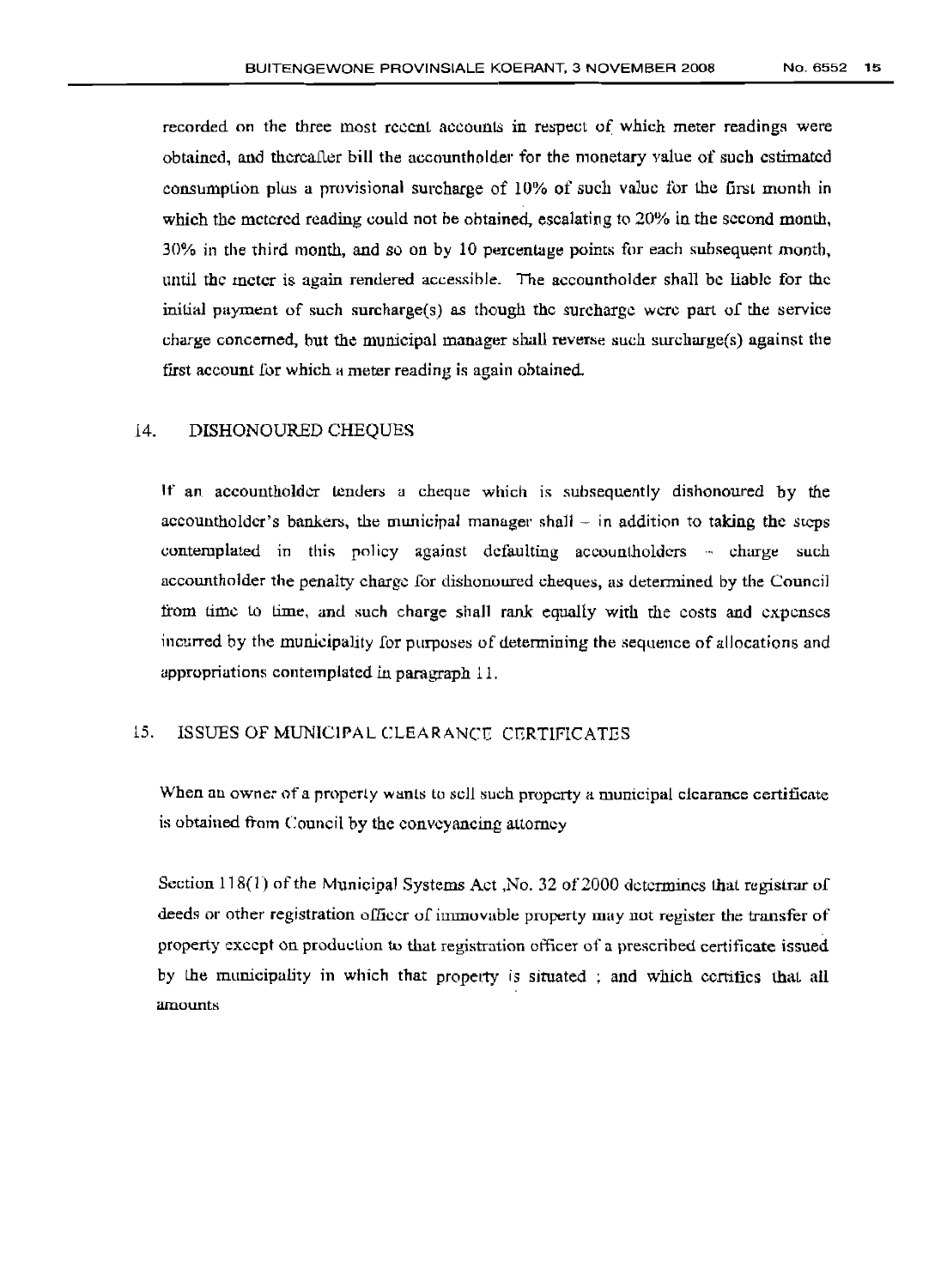recorded on the three most recent accounts in respect of which meter readings were obtained, and thereafter bill the accountholder for the monetary value of such estimated consumption plus a provisional surcharge of 10% of such value for the first month in which the metered reading could not be obtained, escalating to 20% in the second month, 30% in the third month, and so on by 10 percentage points for each subsequent month, until the meter is again rendered accessible. The accountholder shall be liable for the initial payment of such surcharge(s) as though the surcharge were part of the service charge concerned, but the municipal manager shall reverse such surcharge(s) against the first account for which a meter reading is again obtained.

## 14. DISHONOURED CHEQUES

If an accountholder tenders a cheque which is subsequently dishonoured by the accountholder's bankers, the municipal manager shall – in addition to taking the steps contemplated in this policy against defaulting accountholders – charge such accountholder the penalty charge for dishonoured cheques, as determined by the Council from time to time, and such charge shall rank equally with the costs and expenses incurred by the municipality for purposes of determining the sequence of allocations and appropriations contemplated in paragraph 11.

## 15. ISSUES OF MUNICIPAL CLEARANCE CERTIFICATES

When an owner of a property wants to sell such property a municipal clearance certificate is obtained from Council by the conveyancing attorney

Section 118(1) of the Municipal Systems Act ,No. 32 of 2000 determines that registrar of deeds or other registration officer of immovable property may not register the transfer of property except on production to that registration officer of a prescribed certificate issued by the municipality in which that property is situated ; and which certifies that all amounts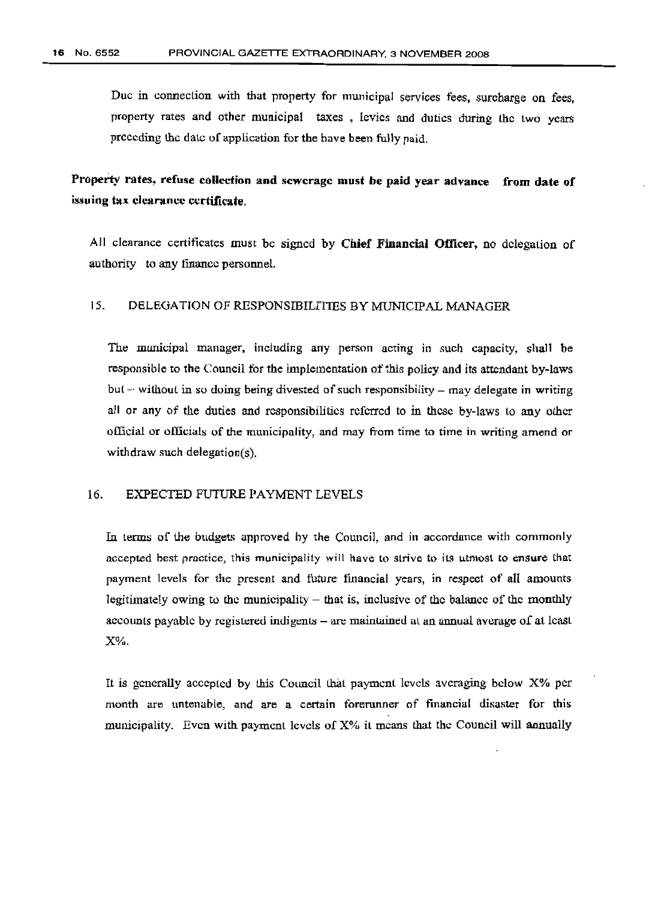Due in connection with that property for municipal services fees, surcharge on fees, property rates and other municipal taxes , levies and duties during the two years preceding the date of application for the have been fully paid.

**Property rates, refuse collection and sewerage must be paid year advance from date of issuing tax clearance certificate.**

All clearance certificates must be signed by **Chief Financial Officer,** no delegation of authority to any finance personnel.

## 15. DELEGATION OF RESPONSIBILITIES BY MUNICIPAL MANAGER

The municipal manager, including any person acting in such capacity, shall be responsible to the Council for the implementation of this policy and its attendant by-laws but – without in so doing being divested of such responsibility – may delegate in writing all or any of the duties and responsibilities referred to in these by-laws to any other official or officials of the municipality, and may from time to time in writing amend or withdraw such delegation(s).

## 16. EXPECTED FUTURE PAYMENT LEVELS

In terms of the budgets approved by the Council, and in accordance with commonly accepted best practice, this municipality will have to strive to its utmost to ensure that payment levels for the present and future financial years, in respect of all amounts legitimately owing to the municipality – that is, inclusive of the balance of the monthly accounts payable by registered indigents – are maintained at an annual average of at least X%.

It is generally accepted by this Council that payment levels averaging below X% per month are untenable, and are a certain forerunner of financial disaster for this municipality. Even with payment levels of X% it means that the Council will annually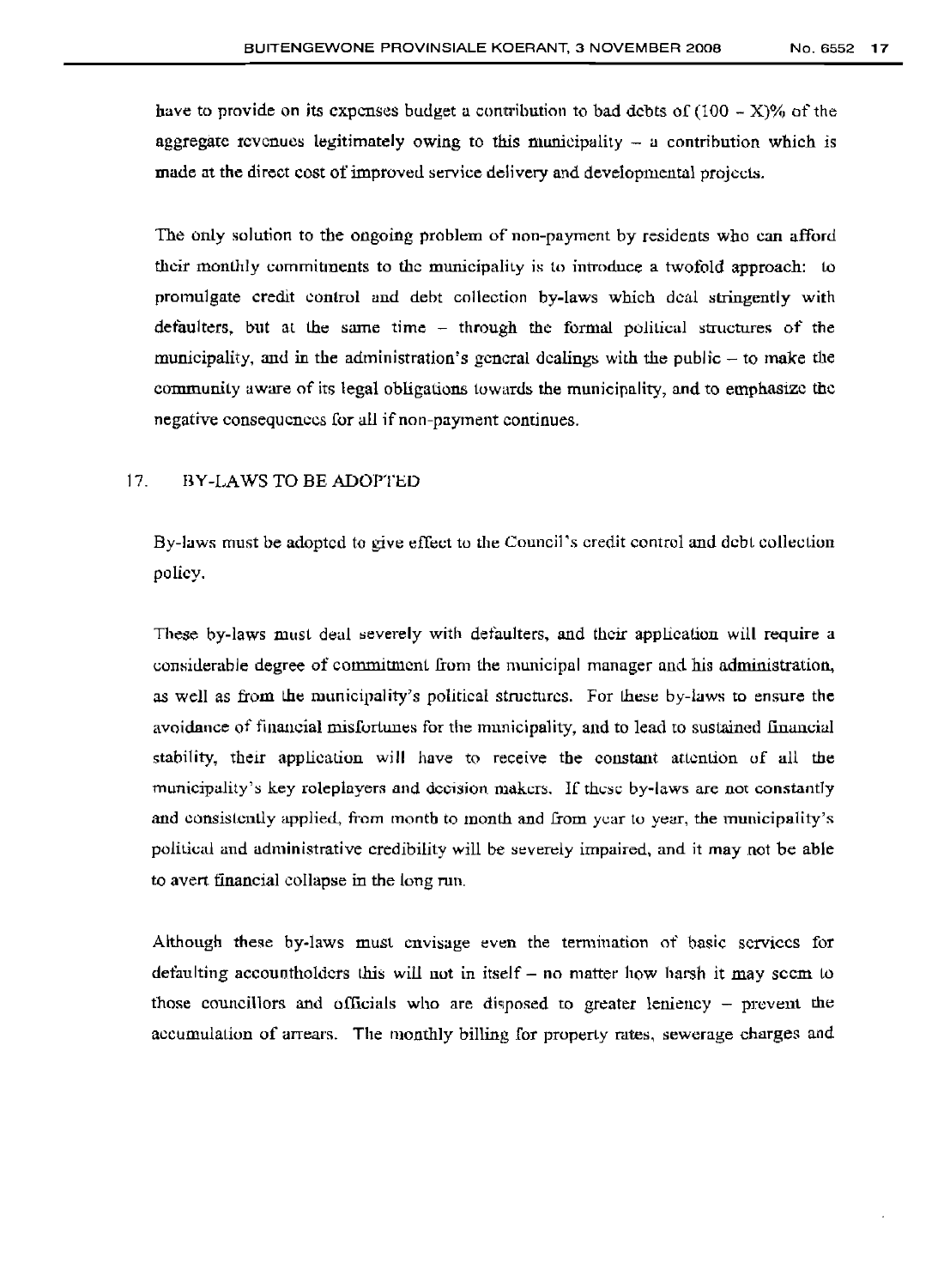have to provide on its expenses budget a contribution to bad debts of $(100 - X)\%$ of the aggregate revenues legitimately owing to this municipality – a contribution which is made at the direct cost of improved service delivery and developmental projects.

The only solution to the ongoing problem of non-payment by residents who can afford their monthly commitments to the municipality is to introduce a twofold approach: to promulgate credit control and debt collection by-laws which deal stringently with defaulters, but at the same time – through the formal political structures of the municipality, and in the administration's general dealings with the public – to make the community aware of its legal obligations towards the municipality, and to emphasize the negative consequences for all if non-payment continues.

## 17. BY-LAWS TO BE ADOPTED

By-laws must be adopted to give effect to the Council's credit control and debt collection policy.

These by-laws must deal severely with defaulters, and their application will require a considerable degree of commitment from the municipal manager and his administration, as well as from the municipality's political structures. For these by-laws to ensure the avoidance of financial misfortunes for the municipality, and to lead to sustained financial stability, their application will have to receive the constant attention of all the municipality's key roleplayers and decision makers. If these by-laws are not constantly and consistently applied, from month to month and from year to year, the municipality's political and administrative credibility will be severely impaired, and it may not be able to avert financial collapse in the long run.

Although these by-laws must envisage even the termination of basic services for defaulting accountholders this will not in itself – no matter how harsh it may seem to those councillors and officials who are disposed to greater leniency – prevent the accumulation of arrears. The monthly billing for property rates, sewerage charges and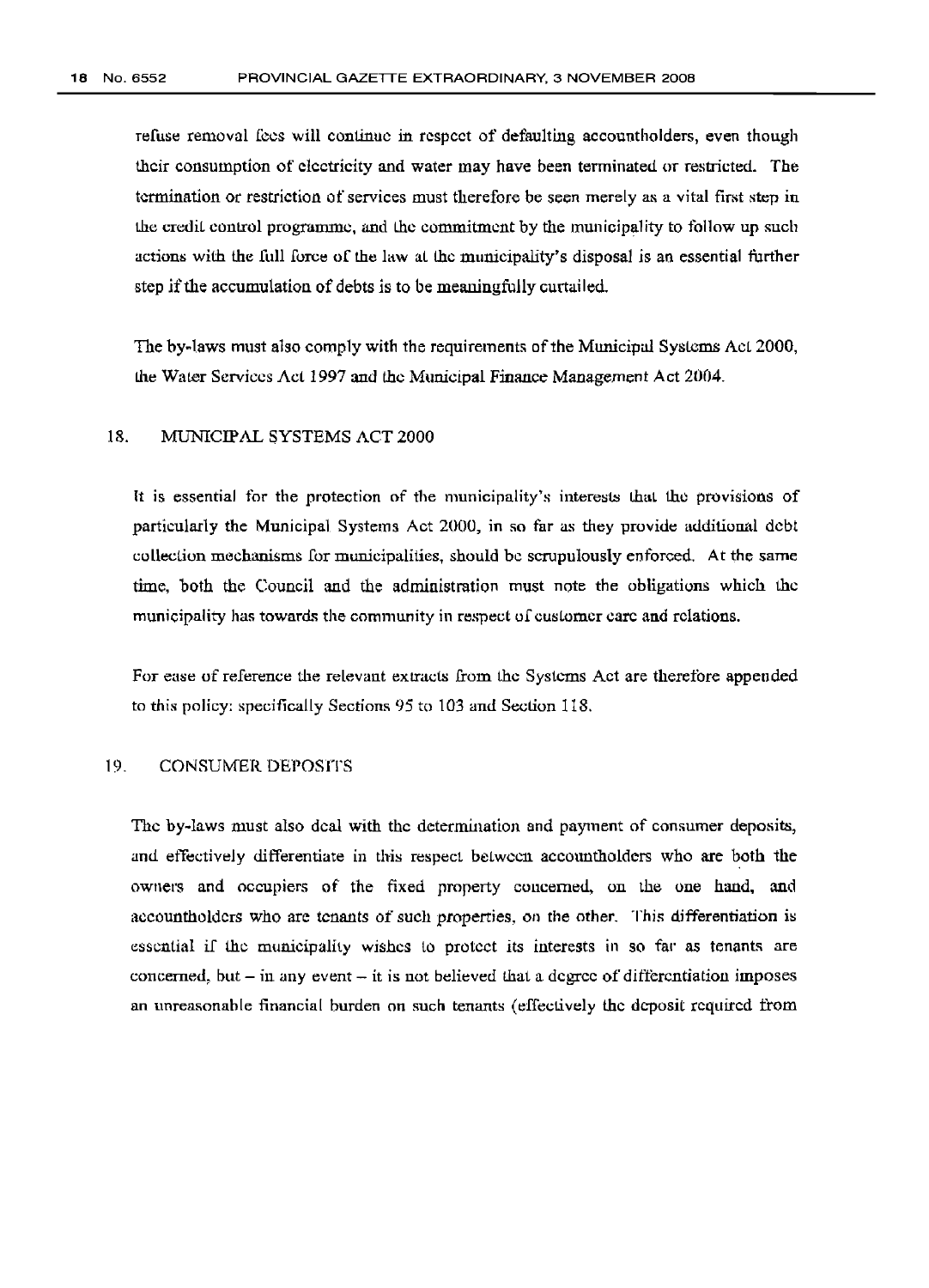refuse removal fees will continue in respect of defaulting accountholders, even though their consumption of electricity and water may have been terminated or restricted. The termination or restriction of services must therefore be seen merely as a vital first step in the credit control programme, and the commitment by the municipality to follow up such actions with the full force of the law at the municipality's disposal is an essential further step if the accumulation of debts is to be meaningfully curtailed.

The by-laws must also comply with the requirements of the Municipal Systems Act 2000, the Water Services Act 1997 and the Municipal Finance Management Act 2004.

## 18. MUNICIPAL SYSTEMS ACT 2000

It is essential for the protection of the municipality's interests that the provisions of particularly the Municipal Systems Act 2000, in so far as they provide additional debt collection mechanisms for municipalities, should be scrupulously enforced. At the same time, both the Council and the administration must note the obligations which the municipality has towards the community in respect of customer care and relations.

For ease of reference the relevant extracts from the Systems Act are therefore appended to this policy: specifically Sections 95 to 103 and Section 118.

## 19. CONSUMER DEPOSITS

The by-laws must also deal with the determination and payment of consumer deposits, and effectively differentiate in this respect between accountholders who are both the owners and occupiers of the fixed property concerned, on the one hand, and accountholders who are tenants of such properties, on the other. This differentiation is essential if the municipality wishes to protect its interests in so far as tenants are concerned, but – in any event – it is not believed that a degree of differentiation imposes an unreasonable financial burden on such tenants (effectively the deposit required from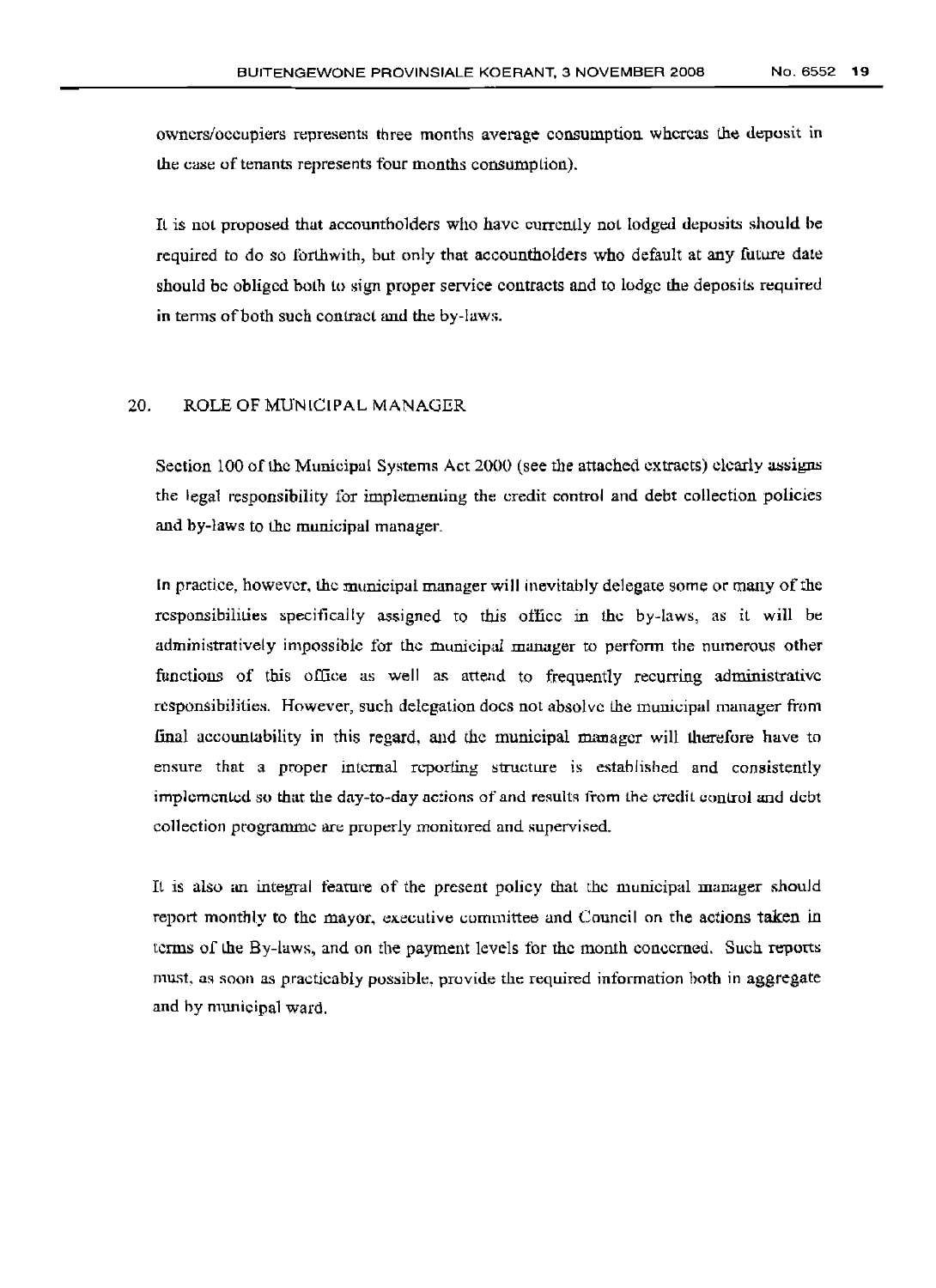owners/occupiers represents three months average consumption whereas the deposit in the case of tenants represents four months consumption).

It is not proposed that accountholders who have currently not lodged deposits should be required to do so forthwith, but only that accountholders who default at any future date should be obliged both to sign proper service contracts and to lodge the deposits required in terms of both such contract and the by-laws.

## 20. ROLE OF MUNICIPAL MANAGER

Section 100 of the Municipal Systems Act 2000 (see the attached extracts) clearly assigns the legal responsibility for implementing the credit control and debt collection policies and by-laws to the municipal manager.

In practice, however, the municipal manager will inevitably delegate some or many of the responsibilities specifically assigned to this office in the by-laws, as it will be administratively impossible for the municipal manager to perform the numerous other functions of this office as well as attend to frequently recurring administrative responsibilities. However, such delegation does not absolve the municipal manager from final accountability in this regard, and the municipal manager will therefore have to ensure that a proper internal reporting structure is established and consistently implemented so that the day-to-day actions of and results from the credit control and debt collection programme are properly monitored and supervised.

It is also an integral feature of the present policy that the municipal manager should report monthly to the mayor, executive committee and Council on the actions taken in terms of the By-laws, and on the payment levels for the month concerned. Such reports must, as soon as practicably possible, provide the required information both in aggregate and by municipal ward.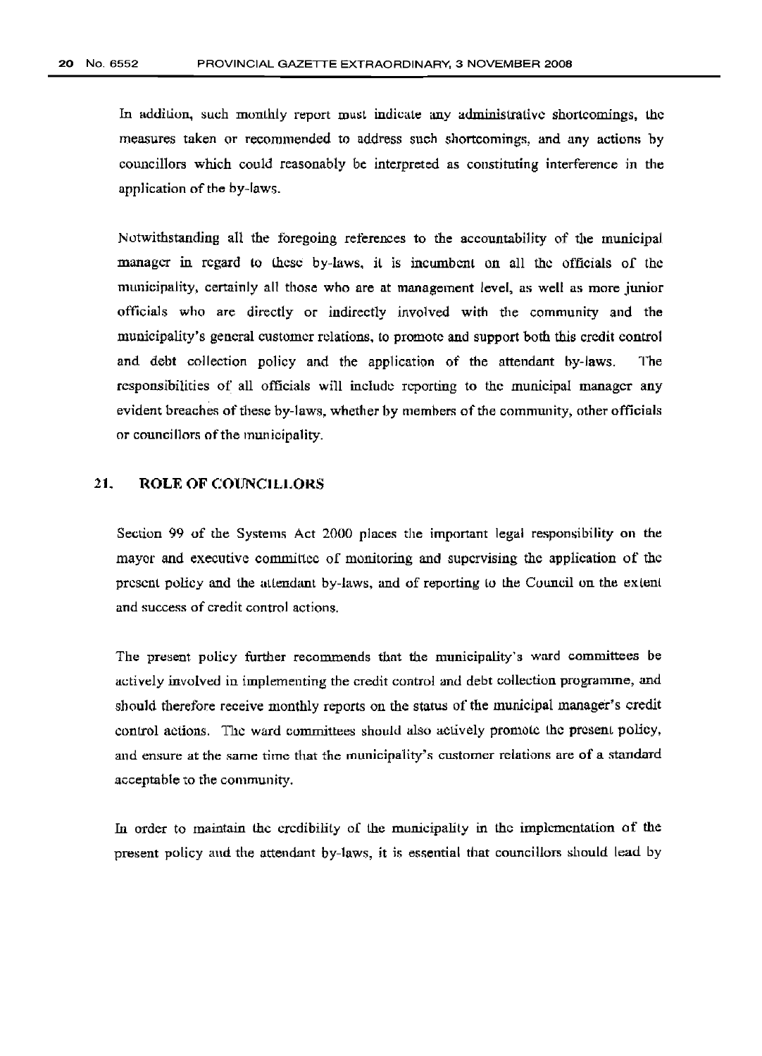In addition, such monthly report must indicate any administrative shortcomings, the measures taken or recommended to address such shortcomings, and any actions by councillors which could reasonably be interpreted as constituting interference in the application of the by-laws.

Notwithstanding all the foregoing references to the accountability of the municipal manager in regard to these by-laws, it is incumbent on all the officials of the municipality, certainly all those who are at management level, as well as more junior officials who are directly or indirectly involved with the community and the municipality's general customer relations, to promote and support both this credit control and debt collection policy and the application of the attendant by-laws. The responsibilities of all officials will include reporting to the municipal manager any evident breaches of these by-laws, whether by members of the community, other officials or councillors of the municipality.

## 21. ROLE OF COUNCILLORS

Section 99 of the Systems Act 2000 places the important legal responsibility on the mayor and executive committee of monitoring and supervising the application of the present policy and the attendant by-laws, and of reporting to the Council on the extent and success of credit control actions.

The present policy further recommends that the municipality's ward committees be actively involved in implementing the credit control and debt collection programme, and should therefore receive monthly reports on the status of the municipal manager's credit control actions. The ward committees should also actively promote the present policy, and ensure at the same time that the municipality's customer relations are of a standard acceptable to the community.

In order to maintain the credibility of the municipality in the implementation of the present policy and the attendant by-laws, it is essential that councillors should lead by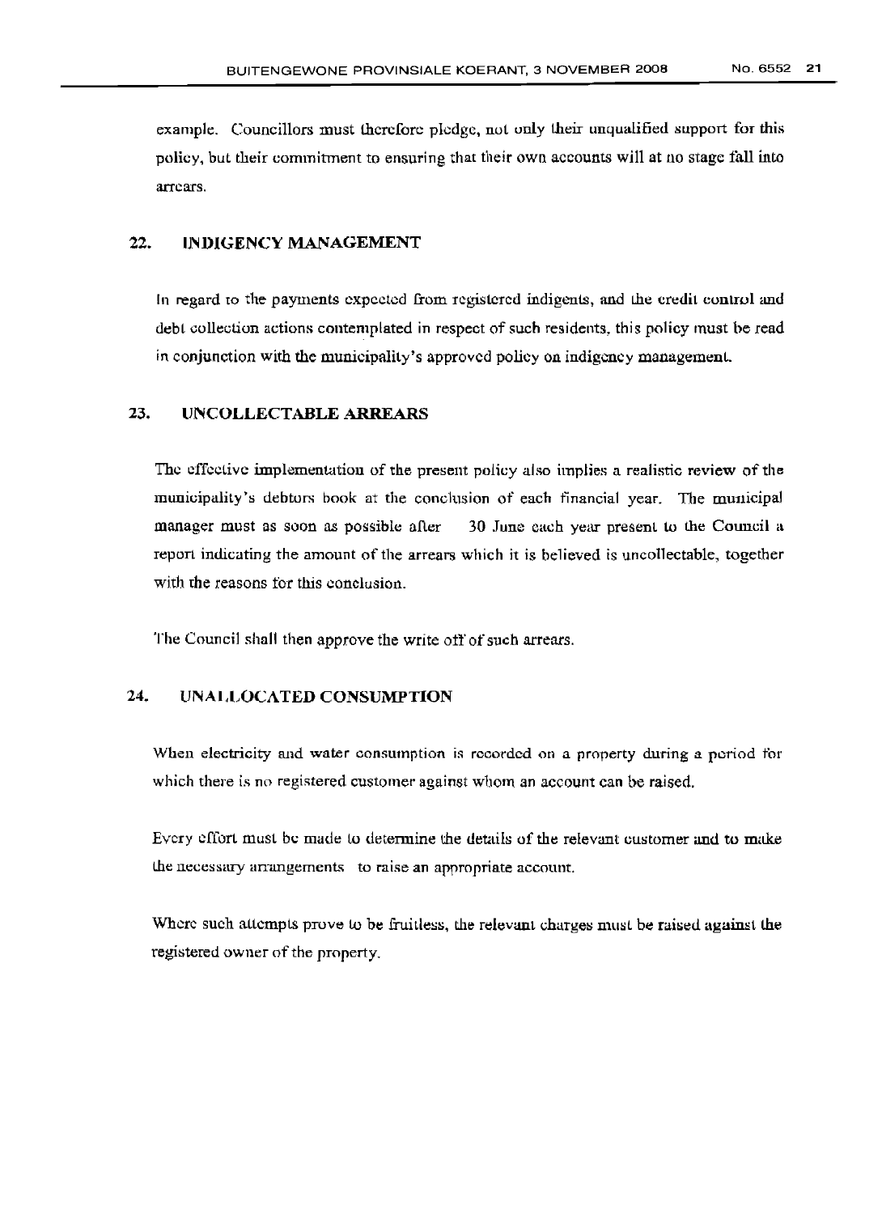example. Councillors must therefore pledge, not only their unqualified support for this policy, but their commitment to ensuring that their own accounts will at no stage fall into arrears.

## 22. INDIGENCY MANAGEMENT

In regard to the payments expected from registered indigents, and the credit control and debt collection actions contemplated in respect of such residents, this policy must be read in conjunction with the municipality's approved policy on indigency management.

## 23. UNCOLLECTABLE ARREARS

The effective implementation of the present policy also implies a realistic review of the municipality's debtors book at the conclusion of each financial year. The municipal manager must as soon as possible after 30 June each year present to the Council a report indicating the amount of the arrears which it is believed is uncollectable, together with the reasons for this conclusion.

The Council shall then approve the write off of such arrears.

## 24. UNALLOCATED CONSUMPTION

When electricity and water consumption is recorded on a property during a period for which there is no registered customer against whom an account can be raised.

Every effort must be made to determine the details of the relevant customer and to make the necessary arrangements to raise an appropriate account.

Where such attempts prove to be fruitless, the relevant charges must be raised against the registered owner of the property.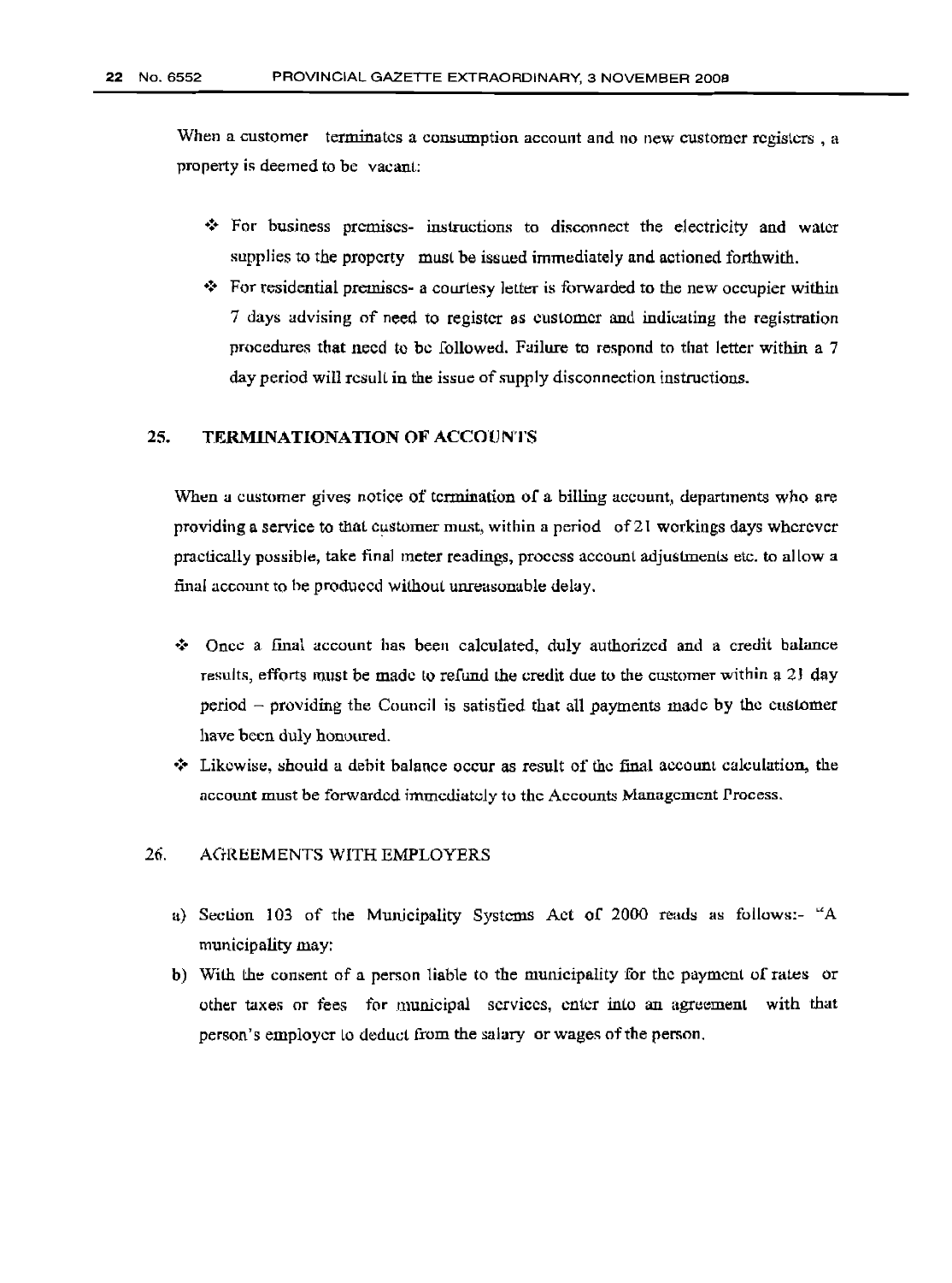When a customer terminates a consumption account and no new customer registers , a property is deemed to be vacant:

- For business premises- instructions to disconnect the electricity and water supplies to the property must be issued immediately and actioned forthwith.
- For residential premises- a courtesy letter is forwarded to the new occupier within 7 days advising of need to register as customer and indicating the registration procedures that need to be followed. Failure to respond to that letter within a 7 day period will result in the issue of supply disconnection instructions.

## 25. TERMINATIONATION OF ACCOUNTS

When a customer gives notice of termination of a billing account, departments who are providing a service to that customer must, within a period of 21 workings days wherever practically possible, take final meter readings, process account adjustments etc. to allow a final account to be produced without unreasonable delay.

- Once a final account has been calculated, duly authorized and a credit balance results, efforts must be made to refund the credit due to the customer within a 21 day period – providing the Council is satisfied that all payments made by the customer have been duly honoured.
- Likewise, should a debit balance occur as result of the final account calculation, the account must be forwarded immediately to the Accounts Management Process.

## 26. AGREEMENTS WITH EMPLOYERS

a) Section 103 of the Municipality Systems Act of 2000 reads as follows:- "A municipality may:

b) With the consent of a person liable to the municipality for the payment of rates or other taxes or fees for municipal services, enter into an agreement with that person's employer to deduct from the salary or wages of the person.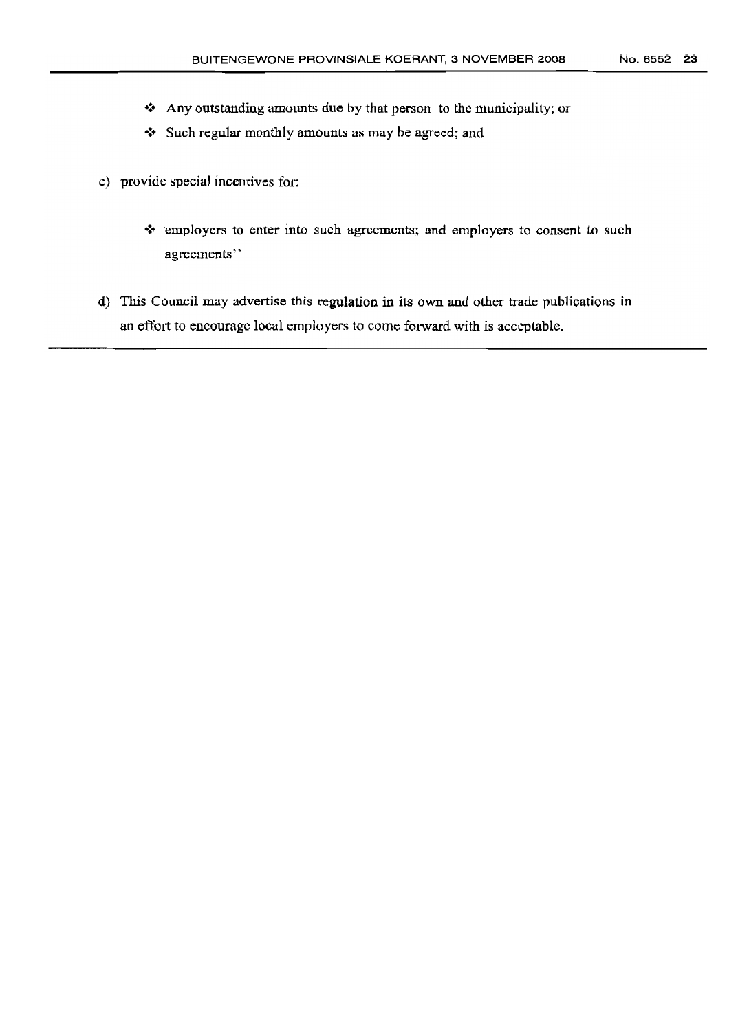- Any outstanding amounts due by that person to the municipality; or
- Such regular monthly amounts as may be agreed; and

c) provide special incentives for:

- employers to enter into such agreements; and employers to consent to such agreements''

d) This Council may advertise this regulation in its own and other trade publications in an effort to encourage local employers to come forward with is acceptable.